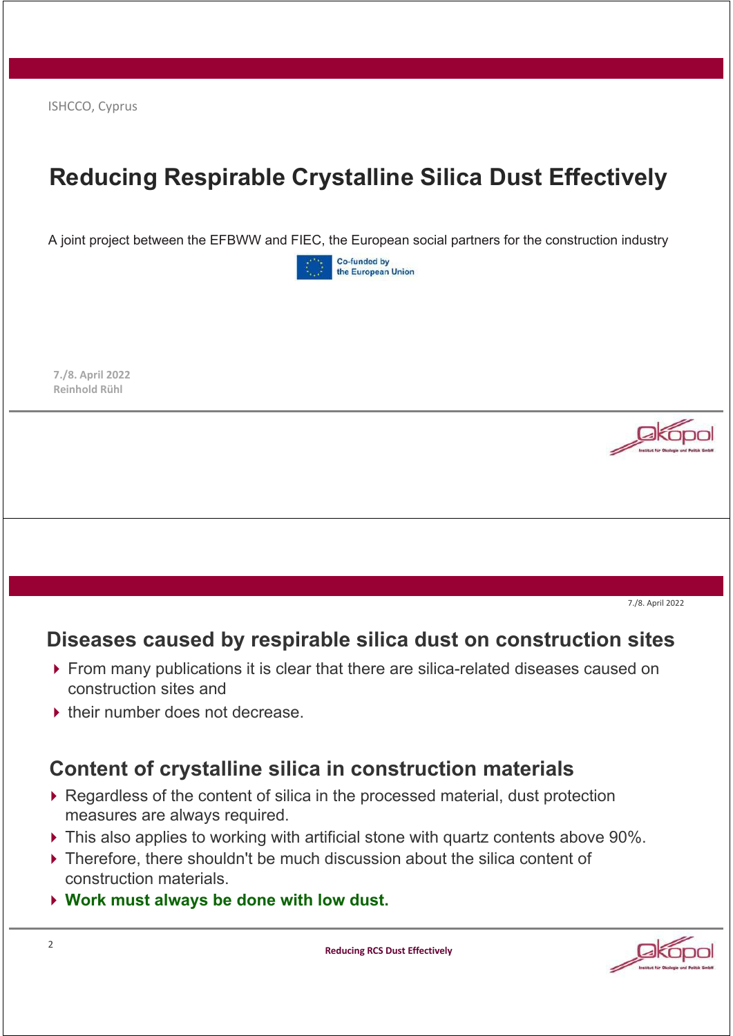ISHCCO, Cyprus

# Reducing Respirable Crystalline Silica Dust Effectively

A joint project between the EFBWW and FIEC, the European social partners for the construction industry

Co-funded by the European Union

**7./8. April 2022**
**Reinhold Rühl**

---

## Diseases caused by respirable silica dust on construction sites

- From many publications it is clear that there are silica-related diseases caused on construction sites and
- their number does not decrease.

## Content of crystalline silica in construction materials

- Regardless of the content of silica in the processed material, dust protection measures are always required.
- This also applies to working with artificial stone with quartz contents above 90%.
- Therefore, there shouldn't be much discussion about the silica content of construction materials.
- **Work must always be done with low dust.**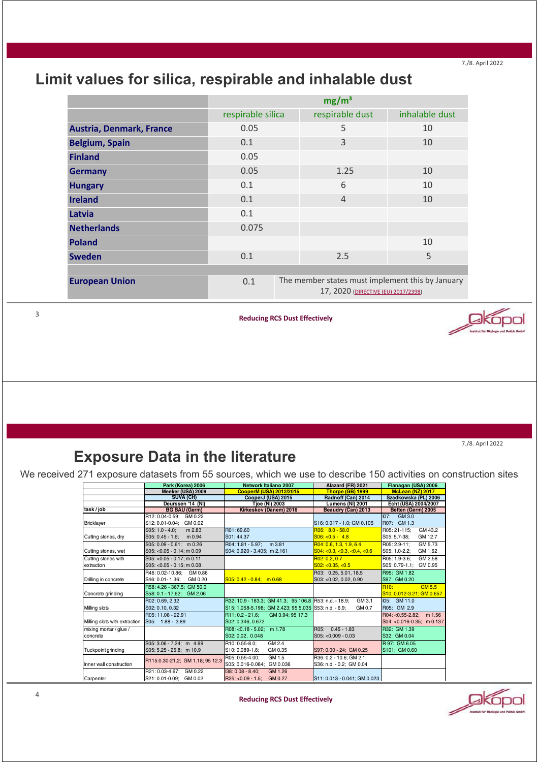# Limit values for silica, respirable and inhalable dust

| | mg/m³ | | |
|---|---|---|---|
| | respirable silica | respirable dust | inhalable dust |
| **Austria, Denmark, France** | 0.05 | 5 | 10 |
| **Belgium, Spain** | 0.1 | 3 | 10 |
| **Finland** | 0.05 | | |
| **Germany** | 0.05 | 1.25 | 10 |
| **Hungary** | 0.1 | 6 | 10 |
| **Ireland** | 0.1 | 4 | 10 |
| **Latvia** | 0.1 | | |
| **Netherlands** | 0.075 | | |
| **Poland** | | | 10 |
| **Sweden** | 0.1 | 2.5 | 5 |
| | | | |
| **European Union** | 0.1 | The member states must implement this by January 17, 2020 (DIRECTIVE (EU) 2017/2398) | |

Reducing RCS Dust Effectively

# Exposure Data in the literature

We received 271 exposure datasets from 55 sources, which we use to describe 150 activities on construction sites

| task / job | Park (Korea) 2006<br>Meeker (USA) 2009<br>SUVA (CH)<br>Deurssen '14 (Nl)<br>BG BAU (Germ) | Network Italiano 2007<br>CooperM (USA) 2012/2015<br>CooperJ (USA) 2015<br>Tjoe (Nl) 2003<br>Kirkeskov (Danem) 2016 | Alazard (FR) 2021<br>Thorpe (GB) 1999<br>Radnoff (Can) 2014<br>Lumens (Nl) 2001<br>Beaudry (Can) 2013 | Flanagan (USA) 2006<br>McLean (NZ) 2017<br>Szadkowska (PL) 2006<br>Echt (USA) 2004/2007<br>Betten (Germ) 2005 |
|---|---|---|---|---|
| Bricklayer | R12: 0.04-0.59; GM 0.22<br>S12: 0.01-0.04; GM 0.02 | | S16: 0.017 - 1.0; GM 0.105 | I07: GM 3.0<br>R07: GM 1.3 |
| Cutting stones, dry | S05: 1.0 - 4.0; m 2.83<br>S05: 0.45 - 1.6; m 0.94 | R01: 69.60<br>S01: 44.37 | R06: 8.0 - 58.0<br>S06: <0.5 - 4.8 | R05: 21-115; GM 43.2<br>S05: 5.7-38; GM 12.7 |
| Cutting stones, wet | S05: 0.09 - 0.61; m 0.26<br>S05: <0.05 - 0.14; m 0.09 | R04: 1.81 - 5.97; m 3.81<br>S04: 0.920 - 3.405; m 2.161 | R04: 0.6, 1.3, 1.9, 6.4<br>S04: <0.3, <0.3, <0.4, <0.6 | R05: 2.9-11; GM 5.73<br>S05: 1.0-2.2; GM 1.62 |
| Cutting stones with extraction | S05: <0.05 - 0.17; m 0.11<br>S05: <0.05 - 0.15; m 0.08 | | R02: 0.2, 0.7<br>S02: <0.35, <0.5 | R05: 1.9-3.6; GM 2.58<br>S05: 0.79-1.1; GM 0.95 |
| Drilling in concrete | R46: 0.02-10.86; GM 0.86<br>S46: 0.01- 1.36; GM 0.20 | S05: 0.42 - 0.84; m 0.68 | R03: 0.25, 5.01, 18.5<br>S03: <0.02, 0.02, 0.90 | R95: GM 1.82<br>S97: GM 0.20 |
| Concrete grinding | R58: 4.26 - 367.5; GM 50.0<br>S58: 0.1 - 17.62; GM 2.06 | | | R10: GM 5.5<br>S10: 0.012-3.21; GM 0.657 |
| Milling slots | R02: 0.69, 2.32<br>S02: 0.10, 0.32 | R32: 10.9 - 183.3; GM 41.3; 95 106.8<br>S15: 1.058-5.198; GM 2.423; 95 5.035 | R53: n.d. - 18.9; GM 3.1<br>S53: n.d. - 6.9; GM 0.7 | I05: GM 11.0<br>R05: GM 2.9 |
| Milling slots with extraction | R05: 11.08 - 22.91<br>S05: 1.88 - 3.89 | R11: 0.2 - 21.6; GM 3.94; 95 17.3<br>S02: 0.346, 0.672 | | R04: <0.55-2.82; m 1.56<br>S04: <0.016-0.35; m 0.137 |
| mixing mortar / glue / concrete | | R08: <0.18 - 5.02; m 1.78<br>S02: 0.02, 0.048 | R05: 0.45 - 1.83<br>S05: <0.009 - 0.03 | R32: GM 1.39<br>S32: GM 0.04 |
| Tuckpoint grinding | S05: 3.06 - 7.24; m 4.99<br>S05: 5.25 - 25.8; m 10.9 | R10: 0.55-8.0; GM 2.4<br>S10: 0.089-1.6; GM 0.35 | S97: 0.00 - 24; GM 0.25 | R 97: GM 6.05<br>S101: GM 0.60 |
| Inner wall construction | R115:0.30-21.2; GM 1.18; 95 12.3 | R05: 0.55-4.00; GM 1.5<br>S05: 0.016-0.084; GM 0.036 | R36: 0.2 - 10.6; GM 2.1<br>S36: n.d. - 0.2; GM 0.04 | |
| Carpenter | R21: 0.03-4.67; GM 0.22<br>S21: 0.01-0.09; GM 0.02 | I38: 0.08 - 8.40; GM 1.26<br>R25: <0.09 - 1.5; GM 0.27 | S11: 0.013 - 0.041; GM 0.023 | |

Reducing RCS Dust Effectively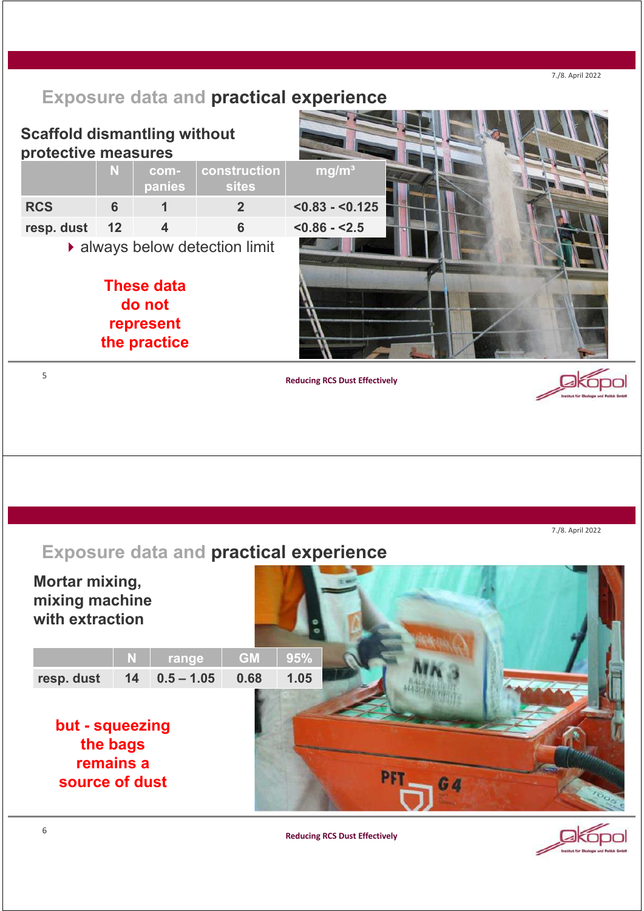## Exposure data and **practical experience**

### Scaffold dismantling without protective measures

| | N | com-panies | construction sites | mg/m³ |
|---|---|---|---|---|
| RCS | 6 | 1 | 2 | <0.83 - <0.125 |
| resp. dust | 12 | 4 | 6 | <0.86 - <2.5 |

- always below detection limit

**These data do not represent the practice**

Reducing RCS Dust Effectively

## Exposure data and **practical experience**

### Mortar mixing, mixing machine with extraction

| | N | range | GM | 95% |
|---|---|---|---|---|
| resp. dust | 14 | 0.5 – 1.05 | 0.68 | 1.05 |

**but - squeezing the bags remains a source of dust**

Reducing RCS Dust Effectively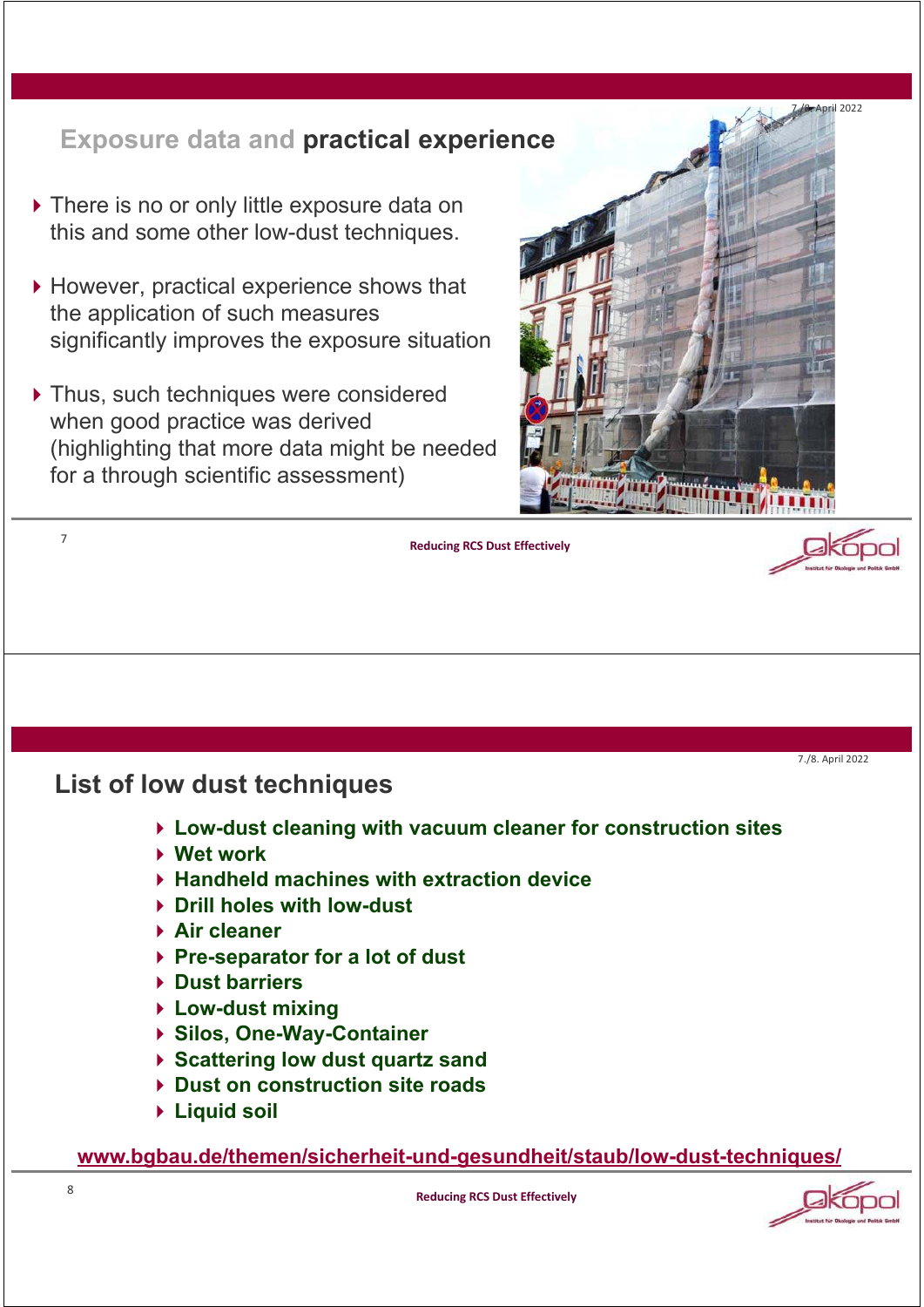## Exposure data and **practical experience**

- There is no or only little exposure data on this and some other low-dust techniques.
- However, practical experience shows that the application of such measures significantly improves the exposure situation
- Thus, such techniques were considered when good practice was derived (highlighting that more data might be needed for a through scientific assessment)

## List of low dust techniques

- **Low-dust cleaning with vacuum cleaner for construction sites**
- **Wet work**
- **Handheld machines with extraction device**
- **Drill holes with low-dust**
- **Air cleaner**
- **Pre-separator for a lot of dust**
- **Dust barriers**
- **Low-dust mixing**
- **Silos, One-Way-Container**
- **Scattering low dust quartz sand**
- **Dust on construction site roads**
- **Liquid soil**

**www.bgbau.de/themen/sicherheit-und-gesundheit/staub/low-dust-techniques/**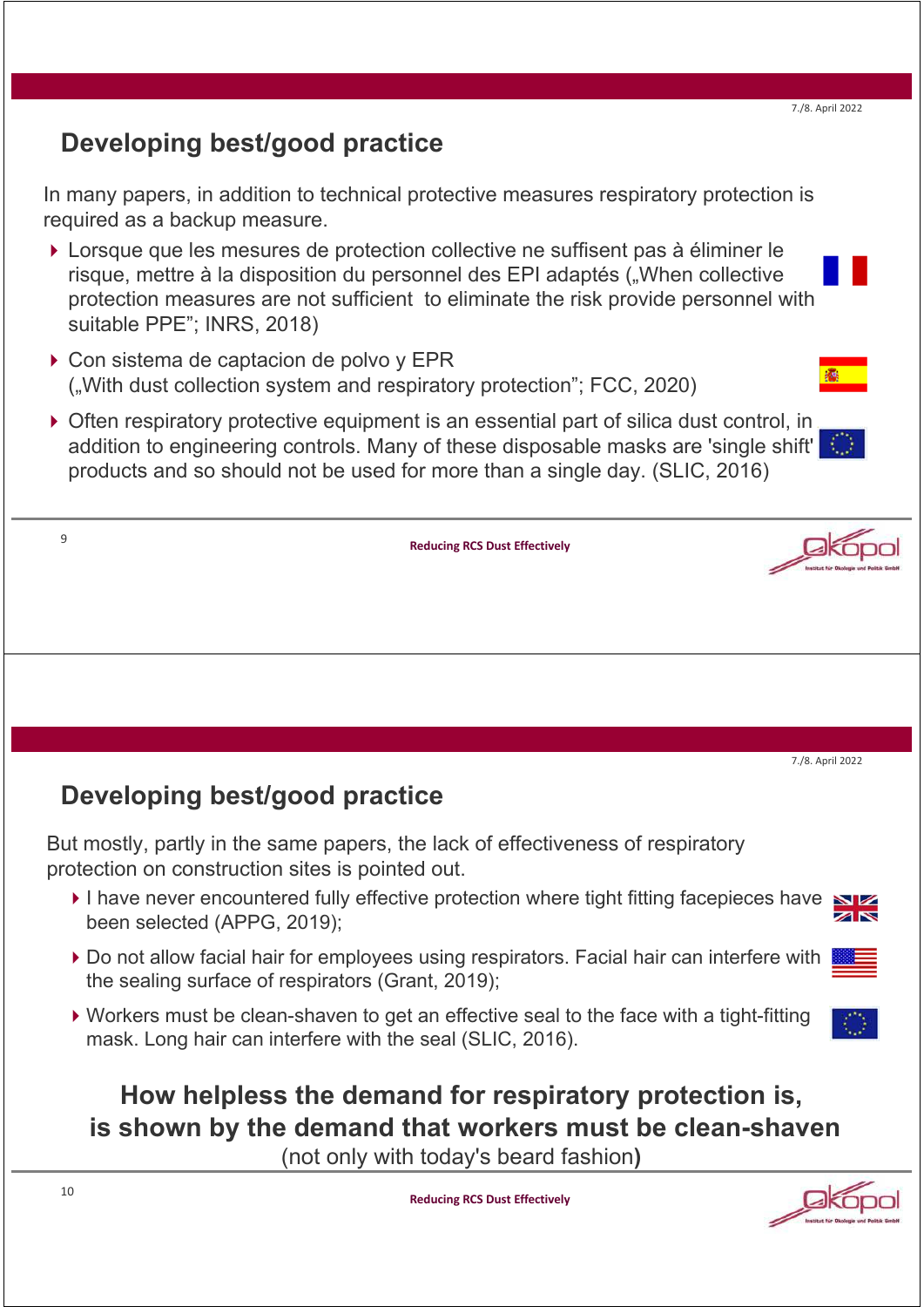## Developing best/good practice

In many papers, in addition to technical protective measures respiratory protection is required as a backup measure.

- Lorsque que les mesures de protection collective ne suffisent pas à éliminer le risque, mettre à la disposition du personnel des EPI adaptés („When collective protection measures are not sufficient to eliminate the risk provide personnel with suitable PPE"; INRS, 2018)
- Con sistema de captacion de polvo y EPR („With dust collection system and respiratory protection"; FCC, 2020)
- Often respiratory protective equipment is an essential part of silica dust control, in addition to engineering controls. Many of these disposable masks are 'single shift' products and so should not be used for more than a single day. (SLIC, 2016)

## Developing best/good practice

But mostly, partly in the same papers, the lack of effectiveness of respiratory protection on construction sites is pointed out.

- I have never encountered fully effective protection where tight fitting facepieces have been selected (APPG, 2019);
- Do not allow facial hair for employees using respirators. Facial hair can interfere with the sealing surface of respirators (Grant, 2019);
- Workers must be clean-shaven to get an effective seal to the face with a tight-fitting mask. Long hair can interfere with the seal (SLIC, 2016).

**How helpless the demand for respiratory protection is, is shown by the demand that workers must be clean-shaven**
(not only with today's beard fashion)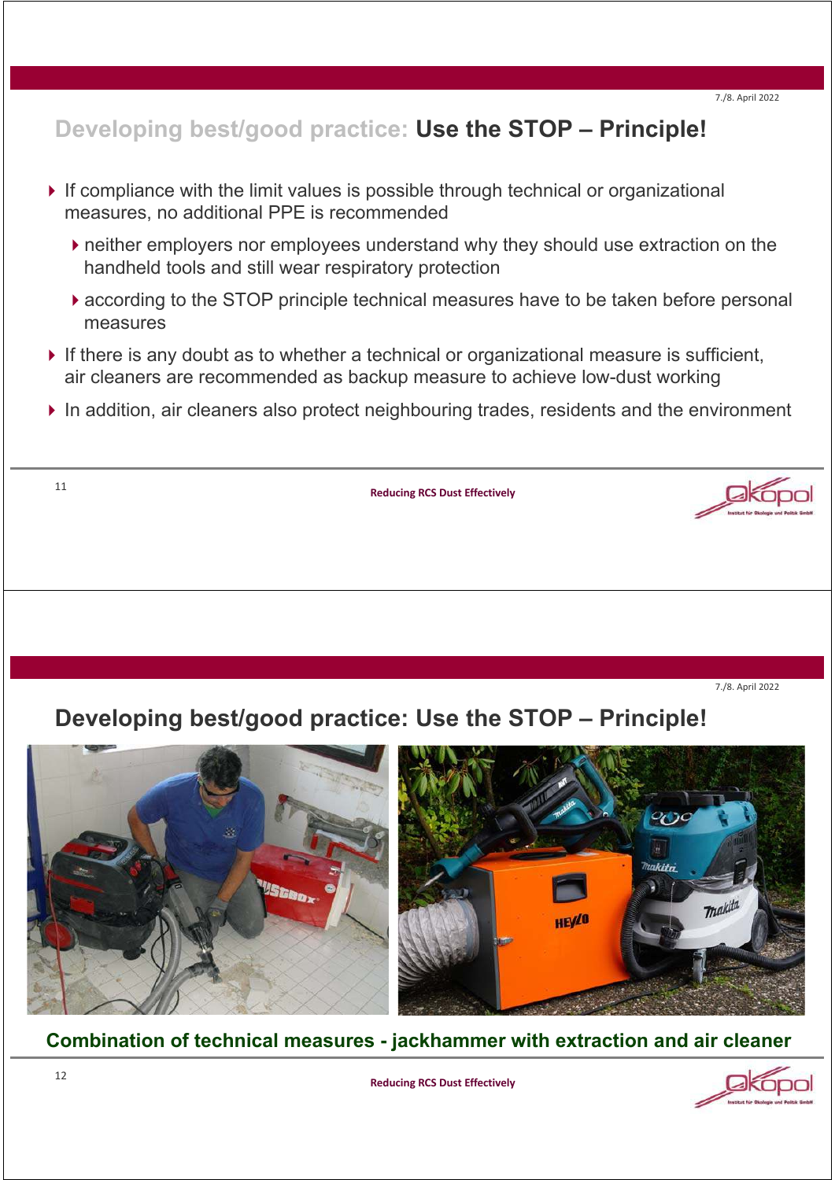## Developing best/good practice: Use the STOP – Principle!

- If compliance with the limit values is possible through technical or organizational measures, no additional PPE is recommended
  - neither employers nor employees understand why they should use extraction on the handheld tools and still wear respiratory protection
  - according to the STOP principle technical measures have to be taken before personal measures
- If there is any doubt as to whether a technical or organizational measure is sufficient, air cleaners are recommended as backup measure to achieve low-dust working
- In addition, air cleaners also protect neighbouring trades, residents and the environment

## Developing best/good practice: Use the STOP – Principle!

**Combination of technical measures - jackhammer with extraction and air cleaner**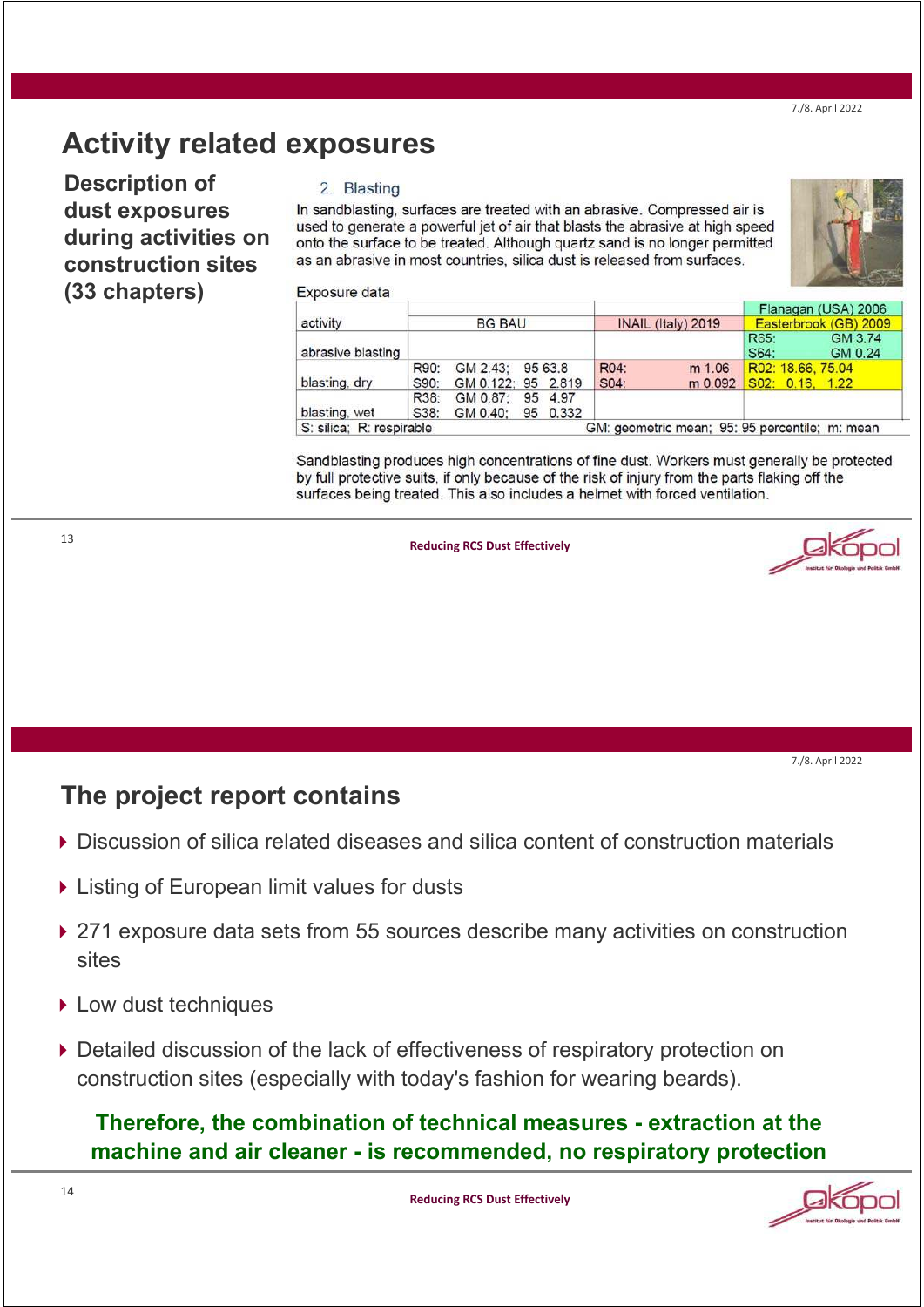# Activity related exposures

**Description of dust exposures during activities on construction sites (33 chapters)**

## 2. Blasting

In sandblasting, surfaces are treated with an abrasive. Compressed air is used to generate a powerful jet of air that blasts the abrasive at high speed onto the surface to be treated. Although quartz sand is no longer permitted as an abrasive in most countries, silica dust is released from surfaces.

Exposure data

| activity | BG BAU | INAIL (Italy) 2019 | Flanagan (USA) 2006 / Easterbrook (GB) 2009 |
|---|---|---|---|
| abrasive blasting | | | R65: GM 3.74<br>S64: GM 0.24 |
| blasting, dry | R90: GM 2.43; 95 63.8<br>S90: GM 0.122; 95 2.819 | R04: m 1.06<br>S04: m 0.092 | R02: 18.66, 75.04<br>S02: 0.16, 1.22 |
| blasting, wet | R38: GM 0.87; 95 4.97<br>S38: GM 0.40; 95 0.332 | | |

S: silica; R: respirable — GM: geometric mean; 95: 95 percentile; m: mean

Sandblasting produces high concentrations of fine dust. Workers must generally be protected by full protective suits, if only because of the risk of injury from the parts flaking off the surfaces being treated. This also includes a helmet with forced ventilation.

# The project report contains

- Discussion of silica related diseases and silica content of construction materials
- Listing of European limit values for dusts
- 271 exposure data sets from 55 sources describe many activities on construction sites
- Low dust techniques
- Detailed discussion of the lack of effectiveness of respiratory protection on construction sites (especially with today's fashion for wearing beards).

**Therefore, the combination of technical measures - extraction at the machine and air cleaner - is recommended, no respiratory protection**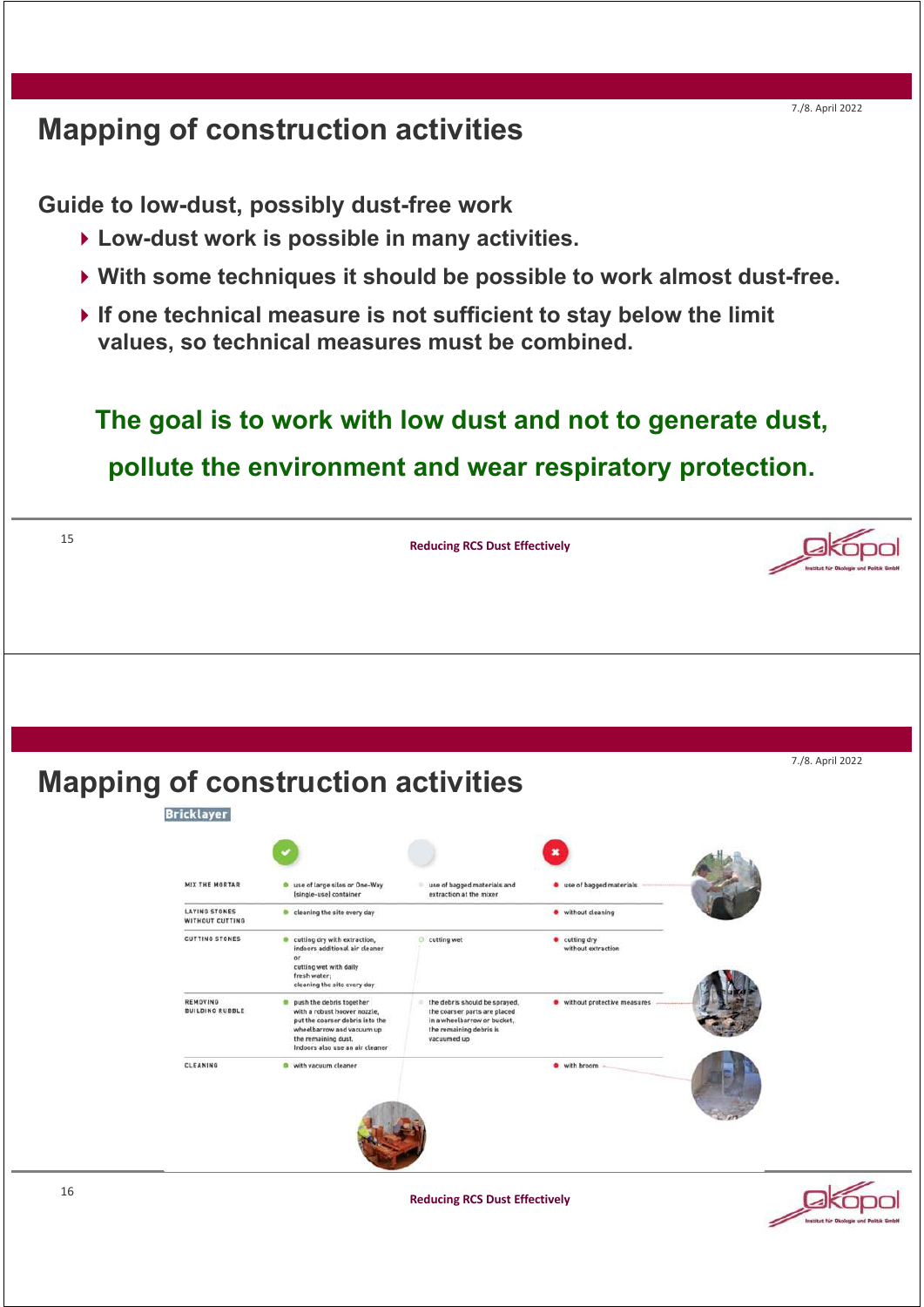# Mapping of construction activities

## Guide to low-dust, possibly dust-free work

- Low-dust work is possible in many activities.
- With some techniques it should be possible to work almost dust-free.
- If one technical measure is not sufficient to stay below the limit values, so technical measures must be combined.

**The goal is to work with low dust and not to generate dust, pollute the environment and wear respiratory protection.**

# Mapping of construction activities

**Bricklayer**

| | ✔ | | ✖ |
|---|---|---|---|
| MIX THE MORTAR | use of large silos or One-Way (single-use) container | use of bagged materials and extraction at the mixer | use of bagged materials |
| LAYING STONES WITHOUT CUTTING | cleaning the site every day | | without cleaning |
| CUTTING STONES | cutting dry with extraction, indoors additional air cleaner or cutting wet with daily fresh water; cleaning the site every day | cutting wet | cutting dry without extraction |
| REMOVING BUILDING RUBBLE | push the debris together with a robust hoover nozzle, put the coarser debris into the wheelbarrow and vacuum up the remaining dust. Indoors also use an air cleaner | the debris should be sprayed, the coarser parts are placed in a wheelbarrow or bucket, the remaining debris is vacuumed up | without protective measures |
| CLEANING | with vacuum cleaner | | with broom |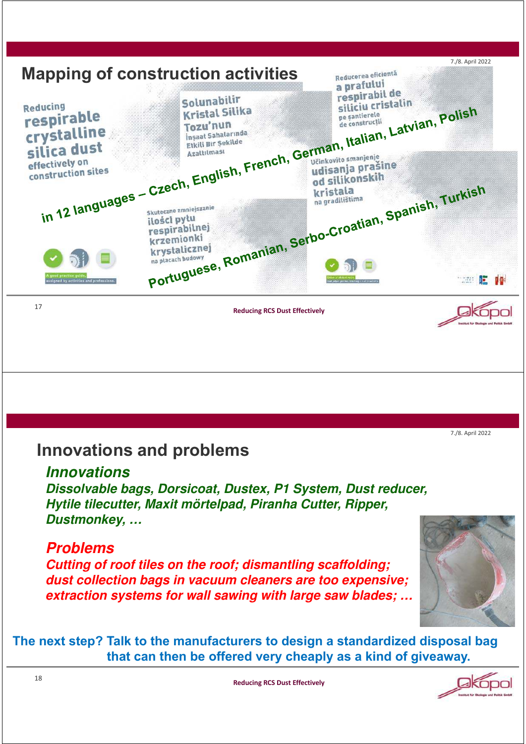## Mapping of construction activities

Reducing respirable crystalline silica dust effectively on construction sites

Solunabilir Kristal Silika Tozu'nun İnşaat Sahalarında Etkili Bir Şekilde Azaltılması

Reducerea eficientă a prafului respirabil de siliciu cristalin pe șantierele de construcții

Učinkovito smanjenje udisanja prašine od silikonskih kristala na gradilištima

Skuteczne zmniejszanie ilości pyłu respirabilnej krzemionki krystalicznej na placach budowy

**in 12 languages – Czech, English, French, German, Italian, Latvian, Polish Portuguese, Romanian, Serbo-Croatian, Spanish, Turkish**

A good practice guide, assigned by activities and professions.

## Innovations and problems

### *Innovations*

***Dissolvable bags, Dorsicoat, Dustex, P1 System, Dust reducer, Hytile tilecutter, Maxit mörtelpad, Piranha Cutter, Ripper, Dustmonkey, …***

### *Problems*

***Cutting of roof tiles on the roof; dismantling scaffolding; dust collection bags in vacuum cleaners are too expensive; extraction systems for wall sawing with large saw blades; …***

**The next step? Talk to the manufacturers to design a standardized disposal bag that can then be offered very cheaply as a kind of giveaway.**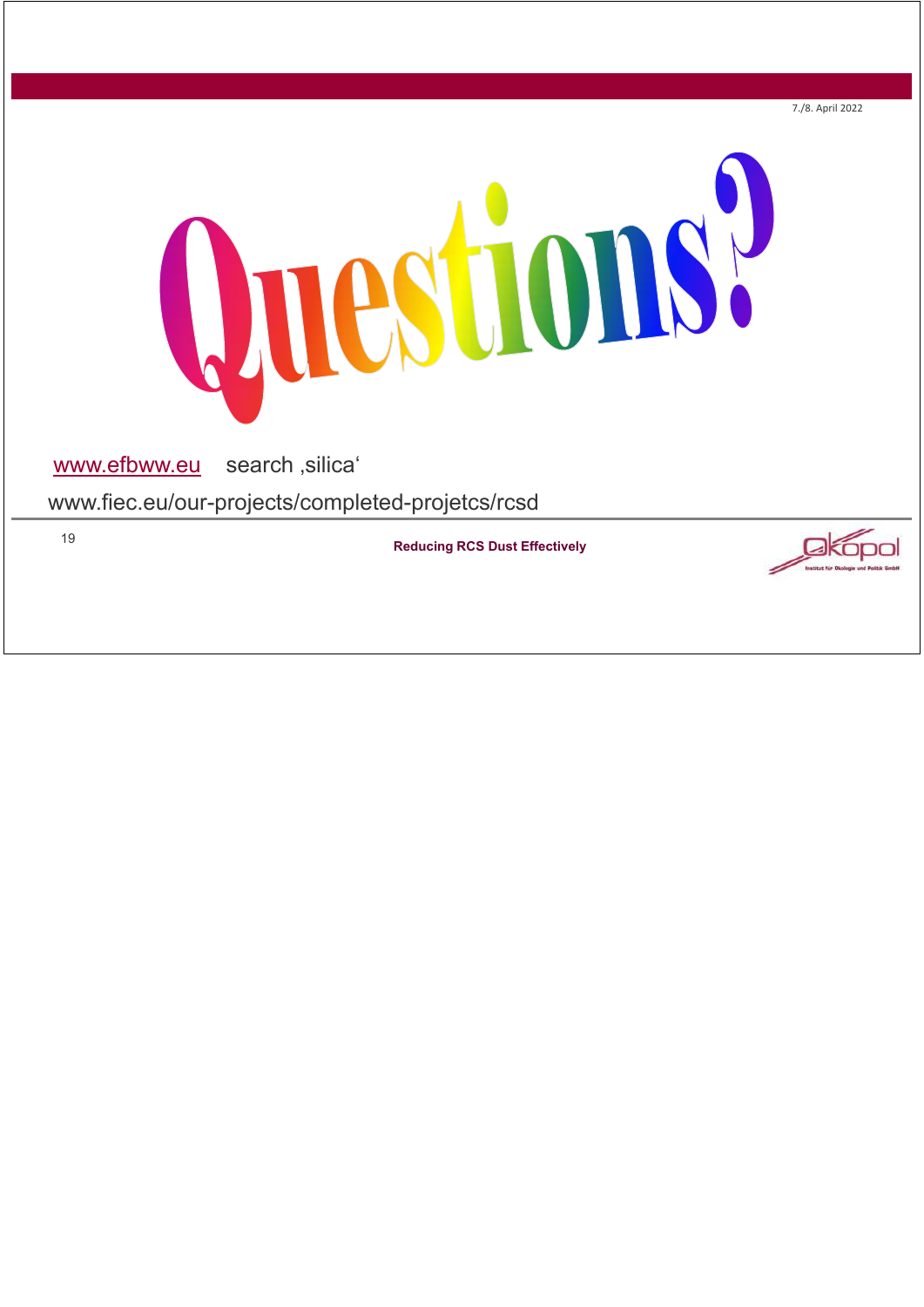# Questions?

[www.efbww.eu](http://www.efbww.eu) search ‚silica'

www.fiec.eu/our-projects/completed-projetcs/rcsd